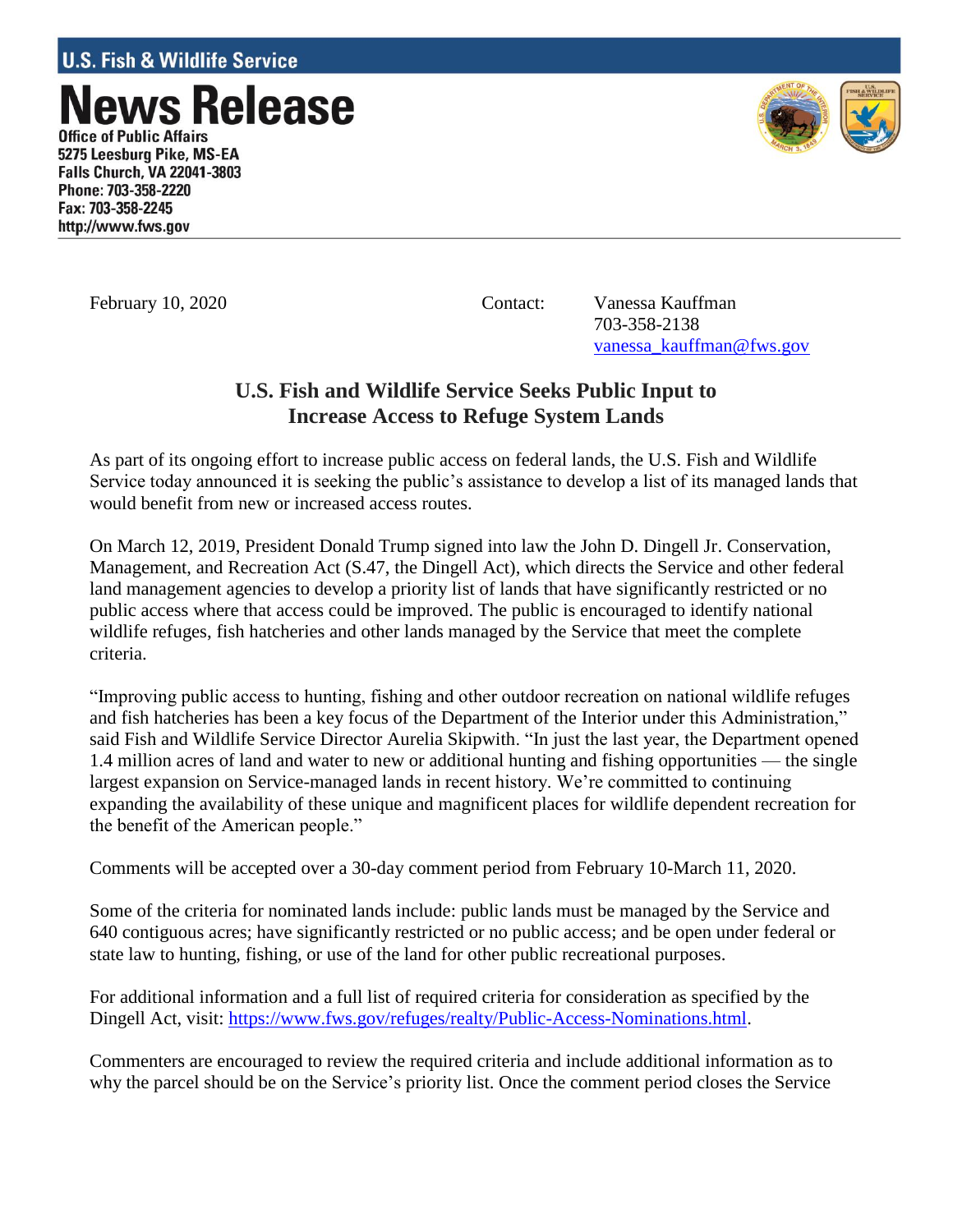**U.S. Fish & Wildlife Service**

# News Release

**Office of Public Affairs**
**5275 Leesburg Pike, MS-EA**
**Falls Church, VA 22041-3803**
**Phone: 703-358-2220**
**Fax: 703-358-2245**
**http://www.fws.gov**

February 10, 2020

Contact: Vanessa Kauffman
703-358-2138
vanessa_kauffman@fws.gov

## U.S. Fish and Wildlife Service Seeks Public Input to Increase Access to Refuge System Lands

As part of its ongoing effort to increase public access on federal lands, the U.S. Fish and Wildlife Service today announced it is seeking the public's assistance to develop a list of its managed lands that would benefit from new or increased access routes.

On March 12, 2019, President Donald Trump signed into law the John D. Dingell Jr. Conservation, Management, and Recreation Act (S.47, the Dingell Act), which directs the Service and other federal land management agencies to develop a priority list of lands that have significantly restricted or no public access where that access could be improved. The public is encouraged to identify national wildlife refuges, fish hatcheries and other lands managed by the Service that meet the complete criteria.

"Improving public access to hunting, fishing and other outdoor recreation on national wildlife refuges and fish hatcheries has been a key focus of the Department of the Interior under this Administration," said Fish and Wildlife Service Director Aurelia Skipwith. "In just the last year, the Department opened 1.4 million acres of land and water to new or additional hunting and fishing opportunities — the single largest expansion on Service-managed lands in recent history. We're committed to continuing expanding the availability of these unique and magnificent places for wildlife dependent recreation for the benefit of the American people."

Comments will be accepted over a 30-day comment period from February 10-March 11, 2020.

Some of the criteria for nominated lands include: public lands must be managed by the Service and 640 contiguous acres; have significantly restricted or no public access; and be open under federal or state law to hunting, fishing, or use of the land for other public recreational purposes.

For additional information and a full list of required criteria for consideration as specified by the Dingell Act, visit: https://www.fws.gov/refuges/realty/Public-Access-Nominations.html.

Commenters are encouraged to review the required criteria and include additional information as to why the parcel should be on the Service's priority list. Once the comment period closes the Service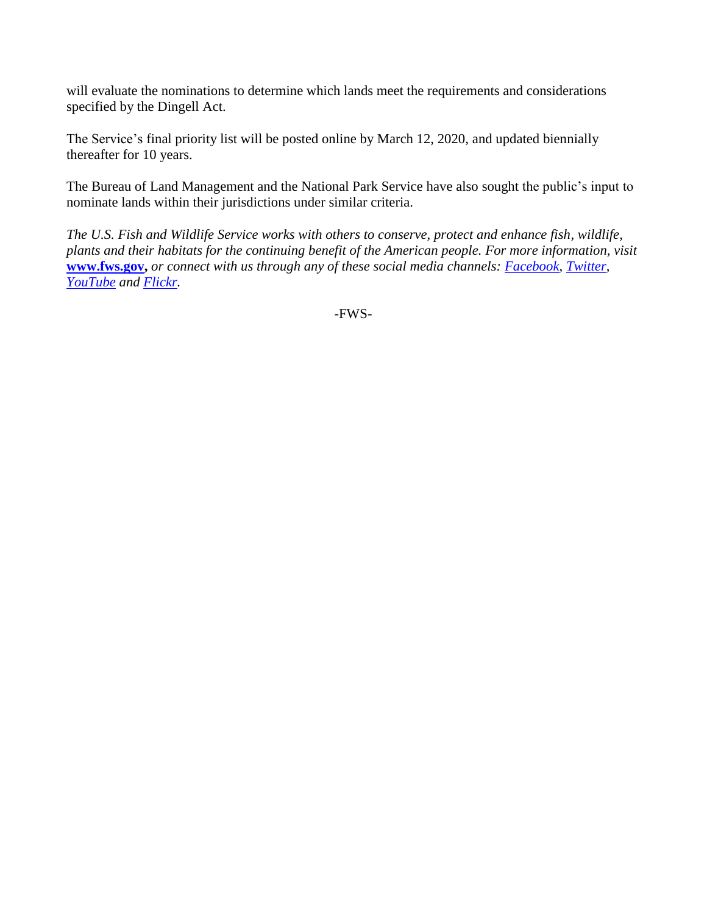will evaluate the nominations to determine which lands meet the requirements and considerations specified by the Dingell Act.

The Service's final priority list will be posted online by March 12, 2020, and updated biennially thereafter for 10 years.

The Bureau of Land Management and the National Park Service have also sought the public's input to nominate lands within their jurisdictions under similar criteria.

*The U.S. Fish and Wildlife Service works with others to conserve, protect and enhance fish, wildlife, plants and their habitats for the continuing benefit of the American people. For more information, visit* **www.fws.gov,** *or connect with us through any of these social media channels: Facebook, Twitter, YouTube and Flickr.*

-FWS-